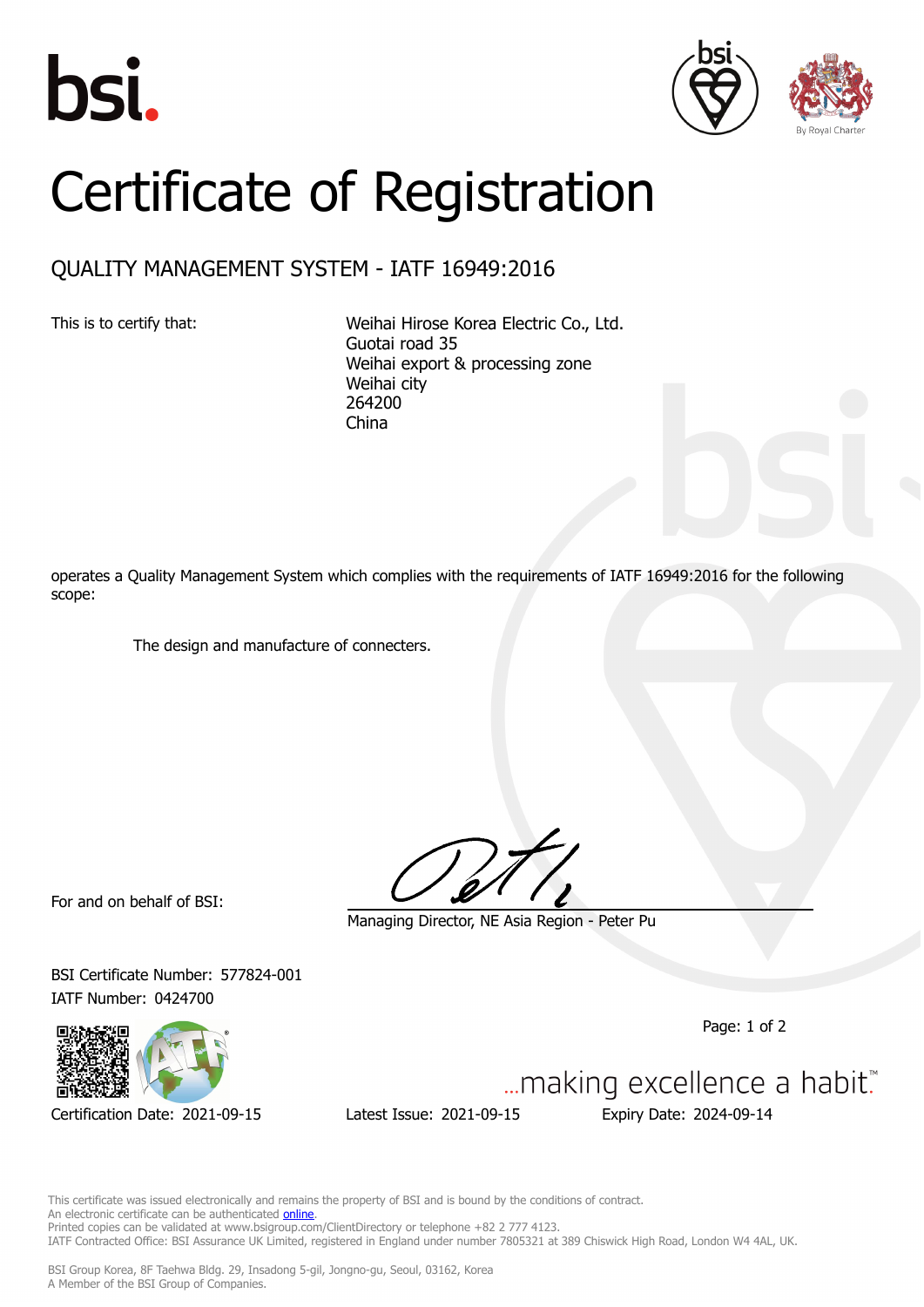bsi.

# Certificate of Registration

## QUALITY MANAGEMENT SYSTEM - IATF 16949:2016

This is to certify that:

Weihai Hirose Korea Electric Co., Ltd.
Guotai road 35
Weihai export & processing zone
Weihai city
264200
China

operates a Quality Management System which complies with the requirements of IATF 16949:2016 for the following scope:

The design and manufacture of connecters.

For and on behalf of BSI:

Managing Director, NE Asia Region - Peter Pu

BSI Certificate Number: 577824-001
IATF Number: 0424700

...making excellence a habit.™

Certification Date: 2021-09-15 Latest Issue: 2021-09-15 Expiry Date: 2024-09-14

This certificate was issued electronically and remains the property of BSI and is bound by the conditions of contract.
An electronic certificate can be authenticated online.
Printed copies can be validated at www.bsigroup.com/ClientDirectory or telephone +82 2 777 4123.
IATF Contracted Office: BSI Assurance UK Limited, registered in England under number 7805321 at 389 Chiswick High Road, London W4 4AL, UK.

BSI Group Korea, 8F Taehwa Bldg. 29, Insadong 5-gil, Jongno-gu, Seoul, 03162, Korea
A Member of the BSI Group of Companies.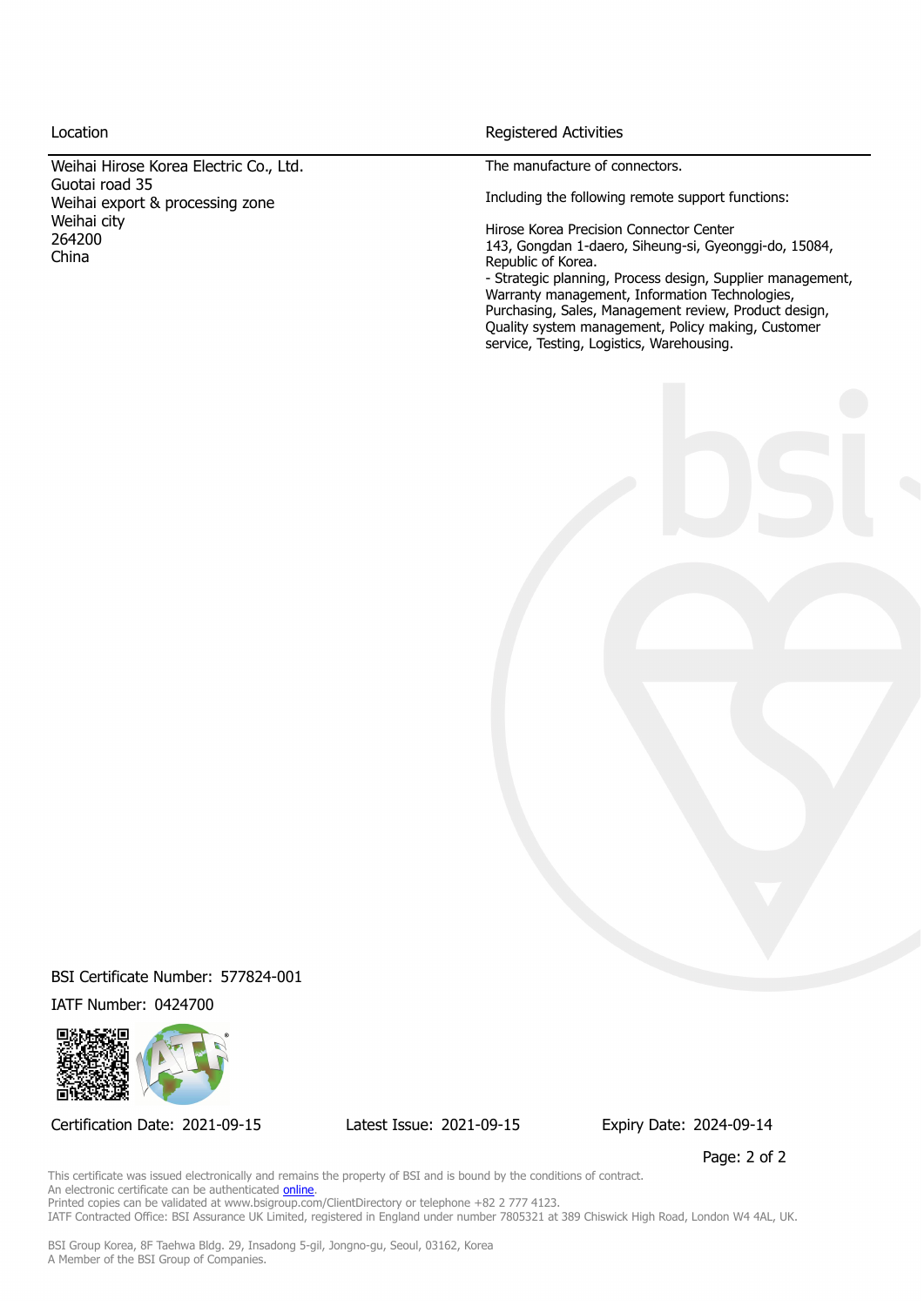| Location | Registered Activities |
| --- | --- |
| Weihai Hirose Korea Electric Co., Ltd.<br>Guotai road 35<br>Weihai export & processing zone<br>Weihai city<br>264200<br>China | The manufacture of connectors.<br><br>Including the following remote support functions:<br><br>Hirose Korea Precision Connector Center<br>143, Gongdan 1-daero, Siheung-si, Gyeonggi-do, 15084, Republic of Korea.<br>- Strategic planning, Process design, Supplier management, Warranty management, Information Technologies, Purchasing, Sales, Management review, Product design, Quality system management, Policy making, Customer service, Testing, Logistics, Warehousing. |

BSI Certificate Number: 577824-001

IATF Number: 0424700

Certification Date: 2021-09-15     Latest Issue: 2021-09-15     Expiry Date: 2024-09-14

This certificate was issued electronically and remains the property of BSI and is bound by the conditions of contract.
An electronic certificate can be authenticated online.
Printed copies can be validated at www.bsigroup.com/ClientDirectory or telephone +82 2 777 4123.
IATF Contracted Office: BSI Assurance UK Limited, registered in England under number 7805321 at 389 Chiswick High Road, London W4 4AL, UK.

BSI Group Korea, 8F Taehwa Bldg. 29, Insadong 5-gil, Jongno-gu, Seoul, 03162, Korea
A Member of the BSI Group of Companies.